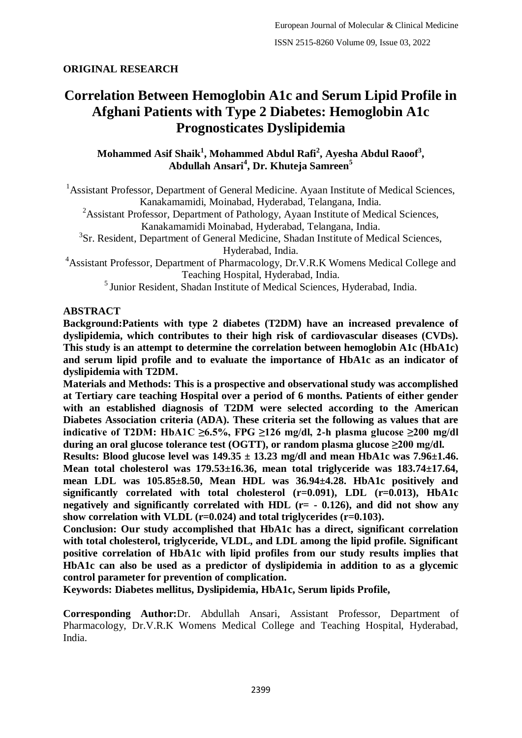**ORIGINAL RESEARCH**

# Correlation Between Hemoglobin A1c and Serum Lipid Profile in Afghani Patients with Type 2 Diabetes: Hemoglobin A1c Prognosticates Dyslipidemia

**Mohammed Asif Shaik[1], Mohammed Abdul Rafi[2], Ayesha Abdul Raoof[3], Abdullah Ansari[4], Dr. Khuteja Samreen[5]**

[1]Assistant Professor, Department of General Medicine. Ayaan Institute of Medical Sciences, Kanakamamidi, Moinabad, Hyderabad, Telangana, India.
[2]Assistant Professor, Department of Pathology, Ayaan Institute of Medical Sciences, Kanakamamidi Moinabad, Hyderabad, Telangana, India.
[3]Sr. Resident, Department of General Medicine, Shadan Institute of Medical Sciences, Hyderabad, India.
[4]Assistant Professor, Department of Pharmacology, Dr.V.R.K Womens Medical College and Teaching Hospital, Hyderabad, India.
[5] Junior Resident, Shadan Institute of Medical Sciences, Hyderabad, India.

## ABSTRACT

**Background:Patients with type 2 diabetes (T2DM) have an increased prevalence of dyslipidemia, which contributes to their high risk of cardiovascular diseases (CVDs). This study is an attempt to determine the correlation between hemoglobin A1c (HbA1c) and serum lipid profile and to evaluate the importance of HbA1c as an indicator of dyslipidemia with T2DM.**

**Materials and Methods: This is a prospective and observational study was accomplished at Tertiary care teaching Hospital over a period of 6 months. Patients of either gender with an established diagnosis of T2DM were selected according to the American Diabetes Association criteria (ADA). These criteria set the following as values that are indicative of T2DM: HbA1C ≥6.5%, FPG ≥126 mg/dl, 2-h plasma glucose ≥200 mg/dl during an oral glucose tolerance test (OGTT), or random plasma glucose ≥200 mg/dl.**

**Results: Blood glucose level was 149.35 ± 13.23 mg/dl and mean HbA1c was 7.96±1.46. Mean total cholesterol was 179.53±16.36, mean total triglyceride was 183.74±17.64, mean LDL was 105.85±8.50, Mean HDL was 36.94±4.28. HbA1c positively and significantly correlated with total cholesterol (r=0.091), LDL (r=0.013), HbA1c negatively and significantly correlated with HDL (r= - 0.126), and did not show any show correlation with VLDL (r=0.024) and total triglycerides (r=0.103).**

**Conclusion: Our study accomplished that HbA1c has a direct, significant correlation with total cholesterol, triglyceride, VLDL, and LDL among the lipid profile. Significant positive correlation of HbA1c with lipid profiles from our study results implies that HbA1c can also be used as a predictor of dyslipidemia in addition to as a glycemic control parameter for prevention of complication.**

**Keywords: Diabetes mellitus, Dyslipidemia, HbA1c, Serum lipids Profile,**

**Corresponding Author:**Dr. Abdullah Ansari, Assistant Professor, Department of Pharmacology, Dr.V.R.K Womens Medical College and Teaching Hospital, Hyderabad, India.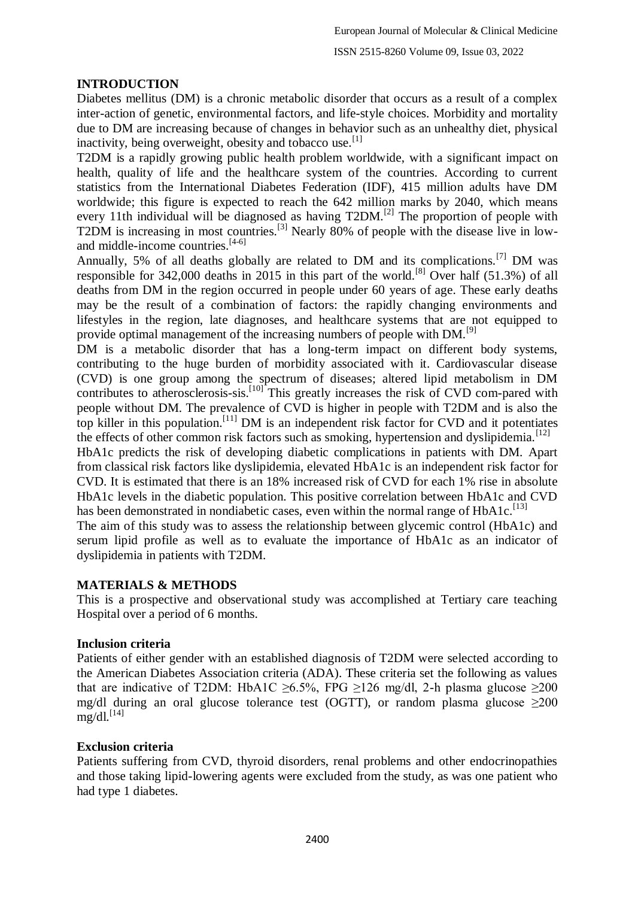## INTRODUCTION

Diabetes mellitus (DM) is a chronic metabolic disorder that occurs as a result of a complex inter-action of genetic, environmental factors, and life-style choices. Morbidity and mortality due to DM are increasing because of changes in behavior such as an unhealthy diet, physical inactivity, being overweight, obesity and tobacco use.[1]

T2DM is a rapidly growing public health problem worldwide, with a significant impact on health, quality of life and the healthcare system of the countries. According to current statistics from the International Diabetes Federation (IDF), 415 million adults have DM worldwide; this figure is expected to reach the 642 million marks by 2040, which means every 11th individual will be diagnosed as having T2DM.[2] The proportion of people with T2DM is increasing in most countries.[3] Nearly 80% of people with the disease live in low- and middle-income countries.[4-6]

Annually, 5% of all deaths globally are related to DM and its complications.[7] DM was responsible for 342,000 deaths in 2015 in this part of the world.[8] Over half (51.3%) of all deaths from DM in the region occurred in people under 60 years of age. These early deaths may be the result of a combination of factors: the rapidly changing environments and lifestyles in the region, late diagnoses, and healthcare systems that are not equipped to provide optimal management of the increasing numbers of people with DM.[9]

DM is a metabolic disorder that has a long-term impact on different body systems, contributing to the huge burden of morbidity associated with it. Cardiovascular disease (CVD) is one group among the spectrum of diseases; altered lipid metabolism in DM contributes to atherosclerosis-sis.[10] This greatly increases the risk of CVD com-pared with people without DM. The prevalence of CVD is higher in people with T2DM and is also the top killer in this population.[11] DM is an independent risk factor for CVD and it potentiates the effects of other common risk factors such as smoking, hypertension and dyslipidemia.[12]

HbA1c predicts the risk of developing diabetic complications in patients with DM. Apart from classical risk factors like dyslipidemia, elevated HbA1c is an independent risk factor for CVD. It is estimated that there is an 18% increased risk of CVD for each 1% rise in absolute HbA1c levels in the diabetic population. This positive correlation between HbA1c and CVD has been demonstrated in nondiabetic cases, even within the normal range of HbA1c.[13]

The aim of this study was to assess the relationship between glycemic control (HbA1c) and serum lipid profile as well as to evaluate the importance of HbA1c as an indicator of dyslipidemia in patients with T2DM.

## MATERIALS & METHODS

This is a prospective and observational study was accomplished at Tertiary care teaching Hospital over a period of 6 months.

### Inclusion criteria

Patients of either gender with an established diagnosis of T2DM were selected according to the American Diabetes Association criteria (ADA). These criteria set the following as values that are indicative of T2DM: HbA1C $\geq$6.5%, FPG $\geq$126 mg/dl, 2-h plasma glucose $\geq$200 mg/dl during an oral glucose tolerance test (OGTT), or random plasma glucose $\geq$200 mg/dl.[14]

### Exclusion criteria

Patients suffering from CVD, thyroid disorders, renal problems and other endocrinopathies and those taking lipid-lowering agents were excluded from the study, as was one patient who had type 1 diabetes.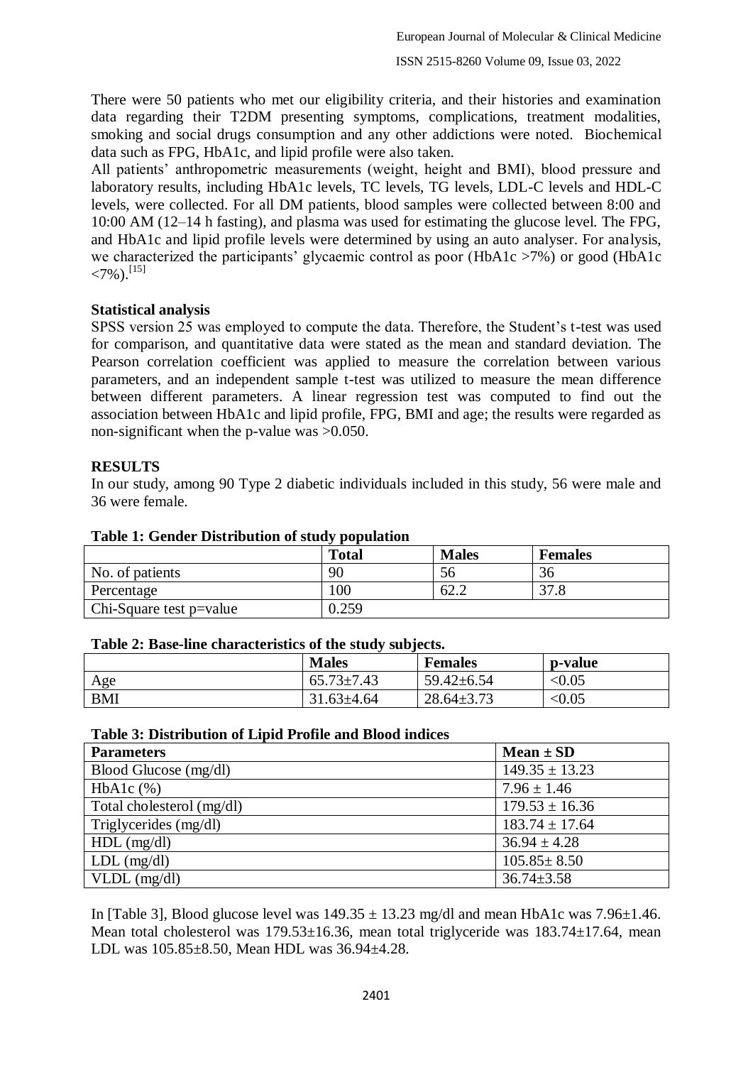There were 50 patients who met our eligibility criteria, and their histories and examination data regarding their T2DM presenting symptoms, complications, treatment modalities, smoking and social drugs consumption and any other addictions were noted. Biochemical data such as FPG, HbA1c, and lipid profile were also taken.

All patients' anthropometric measurements (weight, height and BMI), blood pressure and laboratory results, including HbA1c levels, TC levels, TG levels, LDL-C levels and HDL-C levels, were collected. For all DM patients, blood samples were collected between 8:00 and 10:00 AM (12–14 h fasting), and plasma was used for estimating the glucose level. The FPG, and HbA1c and lipid profile levels were determined by using an auto analyser. For analysis, we characterized the participants' glycaemic control as poor (HbA1c >7%) or good (HbA1c <7%).[15]

**Statistical analysis**

SPSS version 25 was employed to compute the data. Therefore, the Student's t-test was used for comparison, and quantitative data were stated as the mean and standard deviation. The Pearson correlation coefficient was applied to measure the correlation between various parameters, and an independent sample t-test was utilized to measure the mean difference between different parameters. A linear regression test was computed to find out the association between HbA1c and lipid profile, FPG, BMI and age; the results were regarded as non-significant when the p-value was >0.050.

## RESULTS

In our study, among 90 Type 2 diabetic individuals included in this study, 56 were male and 36 were female.

**Table 1: Gender Distribution of study population**

| | **Total** | **Males** | **Females** |
|---|---|---|---|
| No. of patients | 90 | 56 | 36 |
| Percentage | 100 | 62.2 | 37.8 |
| Chi-Square test p=value | 0.259 | | |

**Table 2: Base-line characteristics of the study subjects.**

| | **Males** | **Females** | **p-value** |
|---|---|---|---|
| Age | 65.73±7.43 | 59.42±6.54 | <0.05 |
| BMI | 31.63±4.64 | 28.64±3.73 | <0.05 |

**Table 3: Distribution of Lipid Profile and Blood indices**

| **Parameters** | **Mean ± SD** |
|---|---|
| Blood Glucose (mg/dl) | 149.35 ± 13.23 |
| HbA1c (%) | 7.96 ± 1.46 |
| Total cholesterol (mg/dl) | 179.53 ± 16.36 |
| Triglycerides (mg/dl) | 183.74 ± 17.64 |
| HDL (mg/dl) | 36.94 ± 4.28 |
| LDL (mg/dl) | 105.85± 8.50 |
| VLDL (mg/dl) | 36.74±3.58 |

In [Table 3], Blood glucose level was 149.35 ± 13.23 mg/dl and mean HbA1c was 7.96±1.46. Mean total cholesterol was 179.53±16.36, mean total triglyceride was 183.74±17.64, mean LDL was 105.85±8.50, Mean HDL was 36.94±4.28.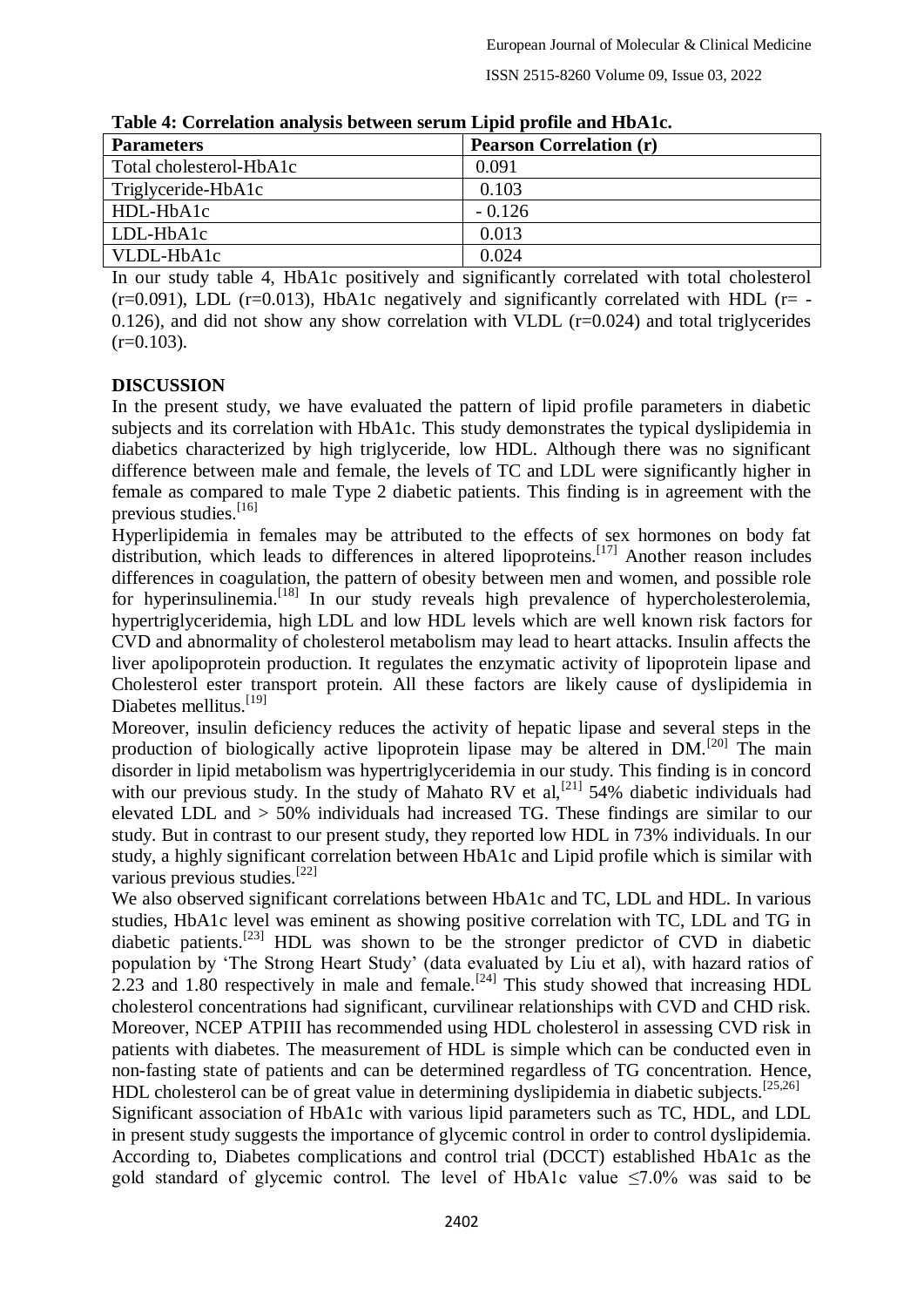**Table 4: Correlation analysis between serum Lipid profile and HbA1c.**

| Parameters | Pearson Correlation (r) |
|---|---|
| Total cholesterol-HbA1c | 0.091 |
| Triglyceride-HbA1c | 0.103 |
| HDL-HbA1c | - 0.126 |
| LDL-HbA1c | 0.013 |
| VLDL-HbA1c | 0.024 |

In our study table 4, HbA1c positively and significantly correlated with total cholesterol (r=0.091), LDL (r=0.013), HbA1c negatively and significantly correlated with HDL (r= -0.126), and did not show any show correlation with VLDL (r=0.024) and total triglycerides (r=0.103).

## DISCUSSION

In the present study, we have evaluated the pattern of lipid profile parameters in diabetic subjects and its correlation with HbA1c. This study demonstrates the typical dyslipidemia in diabetics characterized by high triglyceride, low HDL. Although there was no significant difference between male and female, the levels of TC and LDL were significantly higher in female as compared to male Type 2 diabetic patients. This finding is in agreement with the previous studies.[16]

Hyperlipidemia in females may be attributed to the effects of sex hormones on body fat distribution, which leads to differences in altered lipoproteins.[17] Another reason includes differences in coagulation, the pattern of obesity between men and women, and possible role for hyperinsulinemia.[18] In our study reveals high prevalence of hypercholesterolemia, hypertriglyceridemia, high LDL and low HDL levels which are well known risk factors for CVD and abnormality of cholesterol metabolism may lead to heart attacks. Insulin affects the liver apolipoprotein production. It regulates the enzymatic activity of lipoprotein lipase and Cholesterol ester transport protein. All these factors are likely cause of dyslipidemia in Diabetes mellitus.[19]

Moreover, insulin deficiency reduces the activity of hepatic lipase and several steps in the production of biologically active lipoprotein lipase may be altered in DM.[20] The main disorder in lipid metabolism was hypertriglyceridemia in our study. This finding is in concord with our previous study. In the study of Mahato RV et al,[21] 54% diabetic individuals had elevated LDL and > 50% individuals had increased TG. These findings are similar to our study. But in contrast to our present study, they reported low HDL in 73% individuals. In our study, a highly significant correlation between HbA1c and Lipid profile which is similar with various previous studies.[22]

We also observed significant correlations between HbA1c and TC, LDL and HDL. In various studies, HbA1c level was eminent as showing positive correlation with TC, LDL and TG in diabetic patients.[23] HDL was shown to be the stronger predictor of CVD in diabetic population by 'The Strong Heart Study' (data evaluated by Liu et al), with hazard ratios of 2.23 and 1.80 respectively in male and female.[24] This study showed that increasing HDL cholesterol concentrations had significant, curvilinear relationships with CVD and CHD risk. Moreover, NCEP ATPIII has recommended using HDL cholesterol in assessing CVD risk in patients with diabetes. The measurement of HDL is simple which can be conducted even in non-fasting state of patients and can be determined regardless of TG concentration. Hence, HDL cholesterol can be of great value in determining dyslipidemia in diabetic subjects.[25,26]

Significant association of HbA1c with various lipid parameters such as TC, HDL, and LDL in present study suggests the importance of glycemic control in order to control dyslipidemia. According to, Diabetes complications and control trial (DCCT) established HbA1c as the gold standard of glycemic control. The level of HbA1c value ≤7.0% was said to be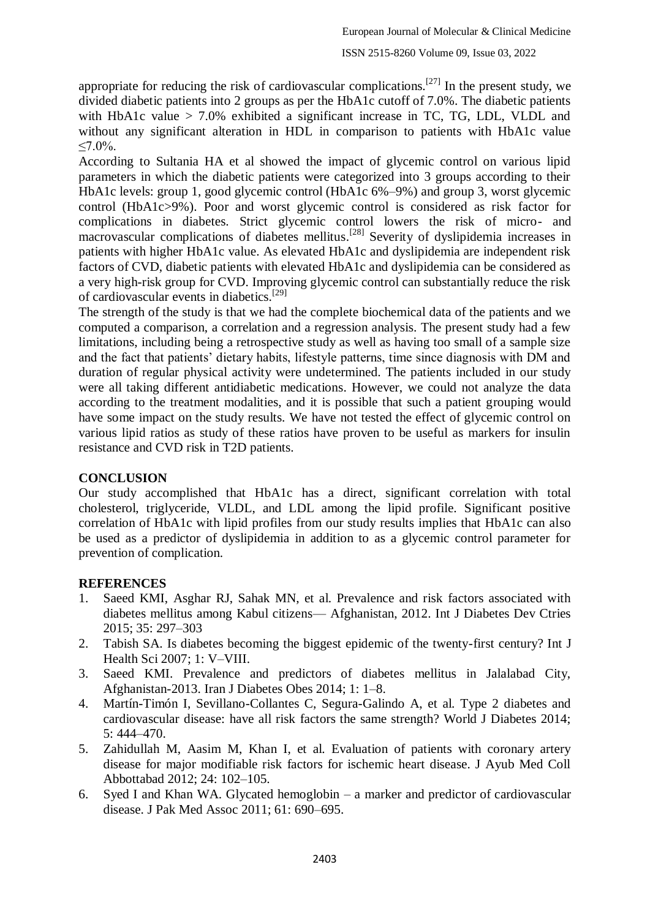appropriate for reducing the risk of cardiovascular complications.[27] In the present study, we divided diabetic patients into 2 groups as per the HbA1c cutoff of 7.0%. The diabetic patients with HbA1c value > 7.0% exhibited a significant increase in TC, TG, LDL, VLDL and without any significant alteration in HDL in comparison to patients with HbA1c value ≤7.0%.

According to Sultania HA et al showed the impact of glycemic control on various lipid parameters in which the diabetic patients were categorized into 3 groups according to their HbA1c levels: group 1, good glycemic control (HbA1c 6%–9%) and group 3, worst glycemic control (HbA1c>9%). Poor and worst glycemic control is considered as risk factor for complications in diabetes. Strict glycemic control lowers the risk of micro- and macrovascular complications of diabetes mellitus.[28] Severity of dyslipidemia increases in patients with higher HbA1c value. As elevated HbA1c and dyslipidemia are independent risk factors of CVD, diabetic patients with elevated HbA1c and dyslipidemia can be considered as a very high-risk group for CVD. Improving glycemic control can substantially reduce the risk of cardiovascular events in diabetics.[29]

The strength of the study is that we had the complete biochemical data of the patients and we computed a comparison, a correlation and a regression analysis. The present study had a few limitations, including being a retrospective study as well as having too small of a sample size and the fact that patients' dietary habits, lifestyle patterns, time since diagnosis with DM and duration of regular physical activity were undetermined. The patients included in our study were all taking different antidiabetic medications. However, we could not analyze the data according to the treatment modalities, and it is possible that such a patient grouping would have some impact on the study results. We have not tested the effect of glycemic control on various lipid ratios as study of these ratios have proven to be useful as markers for insulin resistance and CVD risk in T2D patients.

## CONCLUSION

Our study accomplished that HbA1c has a direct, significant correlation with total cholesterol, triglyceride, VLDL, and LDL among the lipid profile. Significant positive correlation of HbA1c with lipid profiles from our study results implies that HbA1c can also be used as a predictor of dyslipidemia in addition to as a glycemic control parameter for prevention of complication.

## REFERENCES

1. Saeed KMI, Asghar RJ, Sahak MN, et al. Prevalence and risk factors associated with diabetes mellitus among Kabul citizens— Afghanistan, 2012. Int J Diabetes Dev Ctries 2015; 35: 297–303
2. Tabish SA. Is diabetes becoming the biggest epidemic of the twenty-first century? Int J Health Sci 2007; 1: V–VIII.
3. Saeed KMI. Prevalence and predictors of diabetes mellitus in Jalalabad City, Afghanistan-2013. Iran J Diabetes Obes 2014; 1: 1–8.
4. Martín-Timón I, Sevillano-Collantes C, Segura-Galindo A, et al. Type 2 diabetes and cardiovascular disease: have all risk factors the same strength? World J Diabetes 2014; 5: 444–470.
5. Zahidullah M, Aasim M, Khan I, et al. Evaluation of patients with coronary artery disease for major modifiable risk factors for ischemic heart disease. J Ayub Med Coll Abbottabad 2012; 24: 102–105.
6. Syed I and Khan WA. Glycated hemoglobin – a marker and predictor of cardiovascular disease. J Pak Med Assoc 2011; 61: 690–695.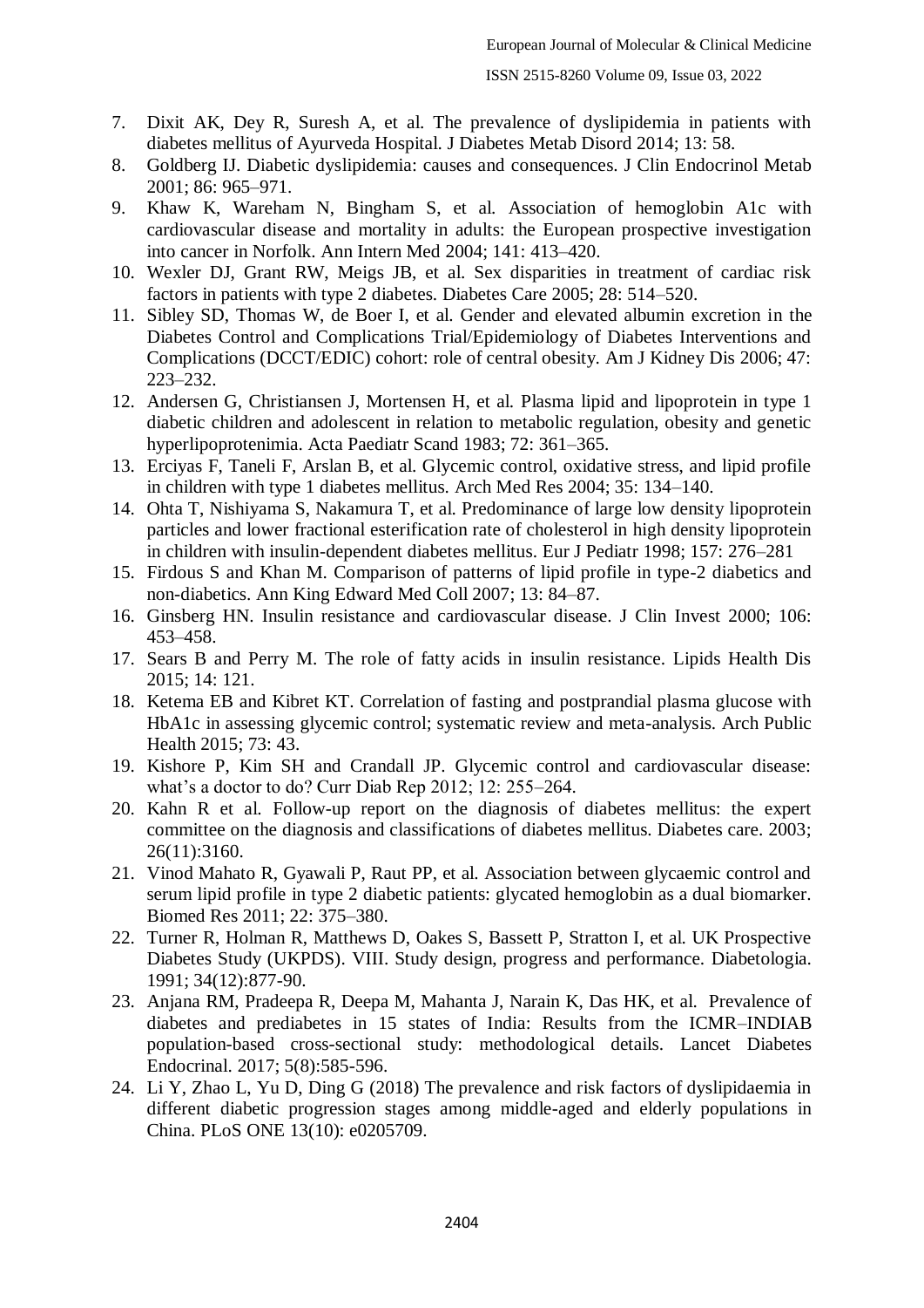7. Dixit AK, Dey R, Suresh A, et al. The prevalence of dyslipidemia in patients with diabetes mellitus of Ayurveda Hospital. J Diabetes Metab Disord 2014; 13: 58.
8. Goldberg IJ. Diabetic dyslipidemia: causes and consequences. J Clin Endocrinol Metab 2001; 86: 965–971.
9. Khaw K, Wareham N, Bingham S, et al. Association of hemoglobin A1c with cardiovascular disease and mortality in adults: the European prospective investigation into cancer in Norfolk. Ann Intern Med 2004; 141: 413–420.
10. Wexler DJ, Grant RW, Meigs JB, et al. Sex disparities in treatment of cardiac risk factors in patients with type 2 diabetes. Diabetes Care 2005; 28: 514–520.
11. Sibley SD, Thomas W, de Boer I, et al. Gender and elevated albumin excretion in the Diabetes Control and Complications Trial/Epidemiology of Diabetes Interventions and Complications (DCCT/EDIC) cohort: role of central obesity. Am J Kidney Dis 2006; 47: 223–232.
12. Andersen G, Christiansen J, Mortensen H, et al. Plasma lipid and lipoprotein in type 1 diabetic children and adolescent in relation to metabolic regulation, obesity and genetic hyperlipoprotenimia. Acta Paediatr Scand 1983; 72: 361–365.
13. Erciyas F, Taneli F, Arslan B, et al. Glycemic control, oxidative stress, and lipid profile in children with type 1 diabetes mellitus. Arch Med Res 2004; 35: 134–140.
14. Ohta T, Nishiyama S, Nakamura T, et al. Predominance of large low density lipoprotein particles and lower fractional esterification rate of cholesterol in high density lipoprotein in children with insulin-dependent diabetes mellitus. Eur J Pediatr 1998; 157: 276–281
15. Firdous S and Khan M. Comparison of patterns of lipid profile in type-2 diabetics and non-diabetics. Ann King Edward Med Coll 2007; 13: 84–87.
16. Ginsberg HN. Insulin resistance and cardiovascular disease. J Clin Invest 2000; 106: 453–458.
17. Sears B and Perry M. The role of fatty acids in insulin resistance. Lipids Health Dis 2015; 14: 121.
18. Ketema EB and Kibret KT. Correlation of fasting and postprandial plasma glucose with HbA1c in assessing glycemic control; systematic review and meta-analysis. Arch Public Health 2015; 73: 43.
19. Kishore P, Kim SH and Crandall JP. Glycemic control and cardiovascular disease: what's a doctor to do? Curr Diab Rep 2012; 12: 255–264.
20. Kahn R et al. Follow-up report on the diagnosis of diabetes mellitus: the expert committee on the diagnosis and classifications of diabetes mellitus. Diabetes care. 2003; 26(11):3160.
21. Vinod Mahato R, Gyawali P, Raut PP, et al. Association between glycaemic control and serum lipid profile in type 2 diabetic patients: glycated hemoglobin as a dual biomarker. Biomed Res 2011; 22: 375–380.
22. Turner R, Holman R, Matthews D, Oakes S, Bassett P, Stratton I, et al. UK Prospective Diabetes Study (UKPDS). VIII. Study design, progress and performance. Diabetologia. 1991; 34(12):877-90.
23. Anjana RM, Pradeepa R, Deepa M, Mahanta J, Narain K, Das HK, et al. Prevalence of diabetes and prediabetes in 15 states of India: Results from the ICMR–INDIAB population-based cross-sectional study: methodological details. Lancet Diabetes Endocrinal. 2017; 5(8):585-596.
24. Li Y, Zhao L, Yu D, Ding G (2018) The prevalence and risk factors of dyslipidaemia in different diabetic progression stages among middle-aged and elderly populations in China. PLoS ONE 13(10): e0205709.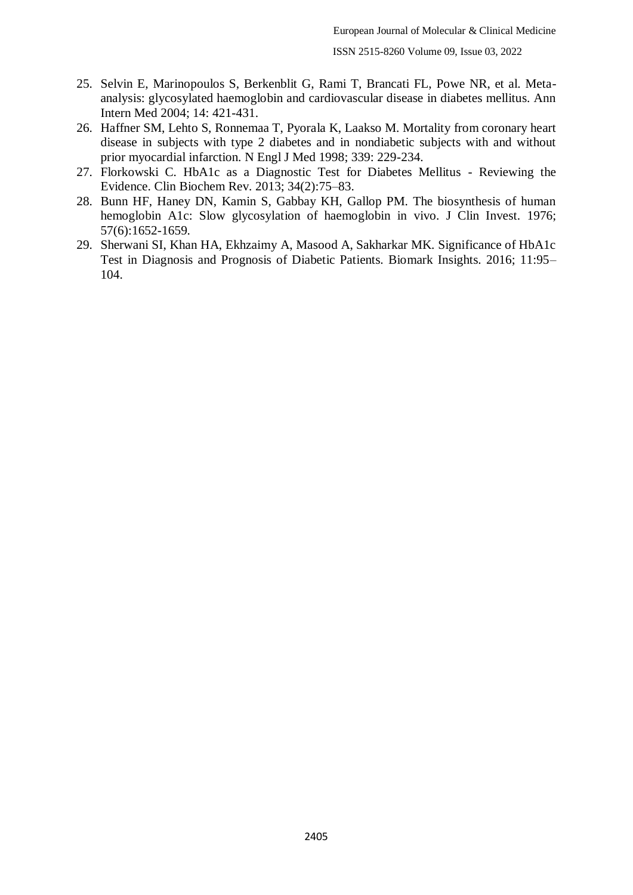25. Selvin E, Marinopoulos S, Berkenblit G, Rami T, Brancati FL, Powe NR, et al. Meta-analysis: glycosylated haemoglobin and cardiovascular disease in diabetes mellitus. Ann Intern Med 2004; 14: 421-431.
26. Haffner SM, Lehto S, Ronnemaa T, Pyorala K, Laakso M. Mortality from coronary heart disease in subjects with type 2 diabetes and in nondiabetic subjects with and without prior myocardial infarction. N Engl J Med 1998; 339: 229-234.
27. Florkowski C. HbA1c as a Diagnostic Test for Diabetes Mellitus - Reviewing the Evidence. Clin Biochem Rev. 2013; 34(2):75–83.
28. Bunn HF, Haney DN, Kamin S, Gabbay KH, Gallop PM. The biosynthesis of human hemoglobin A1c: Slow glycosylation of haemoglobin in vivo. J Clin Invest. 1976; 57(6):1652-1659.
29. Sherwani SI, Khan HA, Ekhzaimy A, Masood A, Sakharkar MK. Significance of HbA1c Test in Diagnosis and Prognosis of Diabetic Patients. Biomark Insights. 2016; 11:95–104.